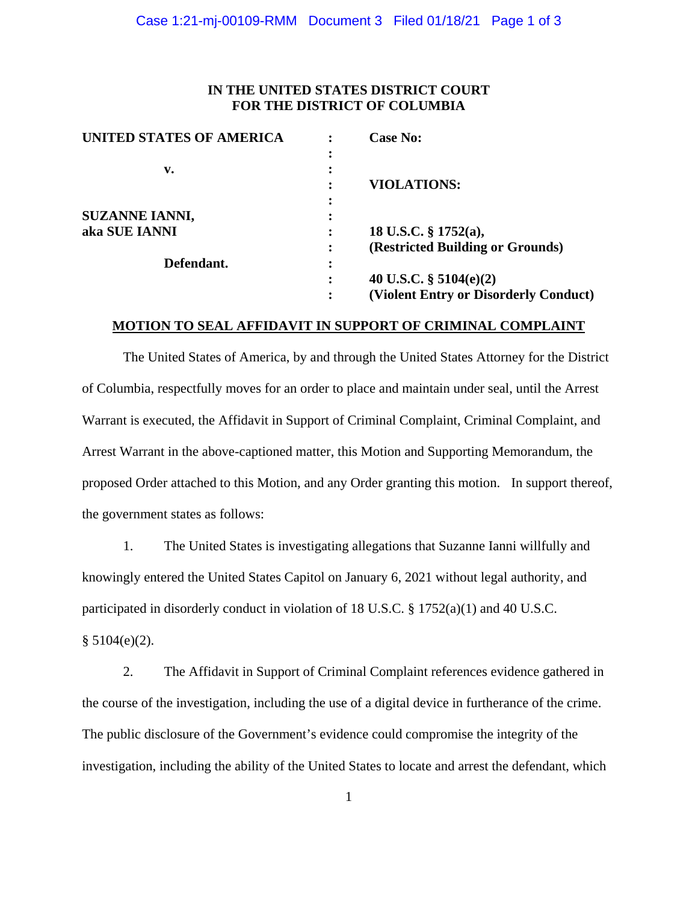**IN THE UNITED STATES DISTRICT COURT**
**FOR THE DISTRICT OF COLUMBIA**

| | | |
|---|---|---|
| **UNITED STATES OF AMERICA** | : | **Case No:** |
| | : | |
| **v.** | : | |
| | : | **VIOLATIONS:** |
| | : | |
| **SUZANNE IANNI,** | : | |
| **aka SUE IANNI** | : | **18 U.S.C. § 1752(a),** |
| | : | **(Restricted Building or Grounds)** |
| **Defendant.** | : | |
| | : | **40 U.S.C. § 5104(e)(2)** |
| | : | **(Violent Entry or Disorderly Conduct)** |

**MOTION TO SEAL AFFIDAVIT IN SUPPORT OF CRIMINAL COMPLAINT**

The United States of America, by and through the United States Attorney for the District of Columbia, respectfully moves for an order to place and maintain under seal, until the Arrest Warrant is executed, the Affidavit in Support of Criminal Complaint, Criminal Complaint, and Arrest Warrant in the above-captioned matter, this Motion and Supporting Memorandum, the proposed Order attached to this Motion, and any Order granting this motion. In support thereof, the government states as follows:

1. The United States is investigating allegations that Suzanne Ianni willfully and knowingly entered the United States Capitol on January 6, 2021 without legal authority, and participated in disorderly conduct in violation of 18 U.S.C. § 1752(a)(1) and 40 U.S.C. § 5104(e)(2).

2. The Affidavit in Support of Criminal Complaint references evidence gathered in the course of the investigation, including the use of a digital device in furtherance of the crime. The public disclosure of the Government's evidence could compromise the integrity of the investigation, including the ability of the United States to locate and arrest the defendant, which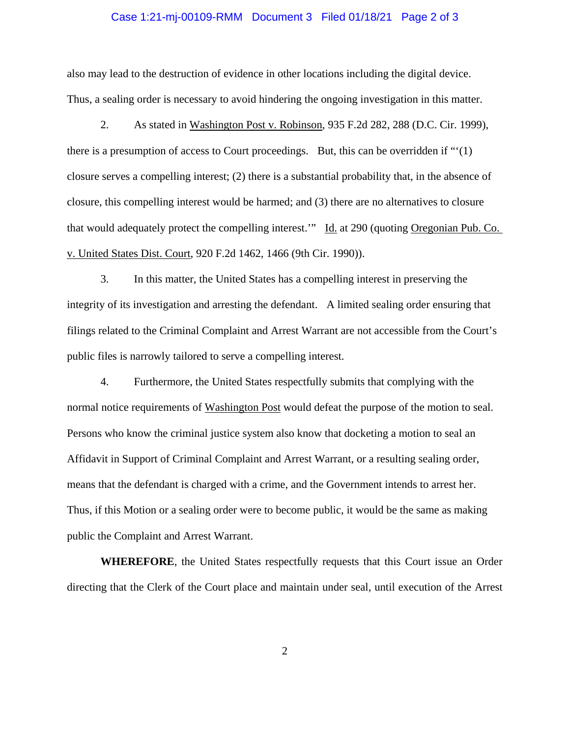also may lead to the destruction of evidence in other locations including the digital device. Thus, a sealing order is necessary to avoid hindering the ongoing investigation in this matter.

2. As stated in Washington Post v. Robinson, 935 F.2d 282, 288 (D.C. Cir. 1999), there is a presumption of access to Court proceedings. But, this can be overridden if "'(1) closure serves a compelling interest; (2) there is a substantial probability that, in the absence of closure, this compelling interest would be harmed; and (3) there are no alternatives to closure that would adequately protect the compelling interest.'" Id. at 290 (quoting Oregonian Pub. Co. v. United States Dist. Court, 920 F.2d 1462, 1466 (9th Cir. 1990)).

3. In this matter, the United States has a compelling interest in preserving the integrity of its investigation and arresting the defendant. A limited sealing order ensuring that filings related to the Criminal Complaint and Arrest Warrant are not accessible from the Court's public files is narrowly tailored to serve a compelling interest.

4. Furthermore, the United States respectfully submits that complying with the normal notice requirements of Washington Post would defeat the purpose of the motion to seal. Persons who know the criminal justice system also know that docketing a motion to seal an Affidavit in Support of Criminal Complaint and Arrest Warrant, or a resulting sealing order, means that the defendant is charged with a crime, and the Government intends to arrest her. Thus, if this Motion or a sealing order were to become public, it would be the same as making public the Complaint and Arrest Warrant.

**WHEREFORE**, the United States respectfully requests that this Court issue an Order directing that the Clerk of the Court place and maintain under seal, until execution of the Arrest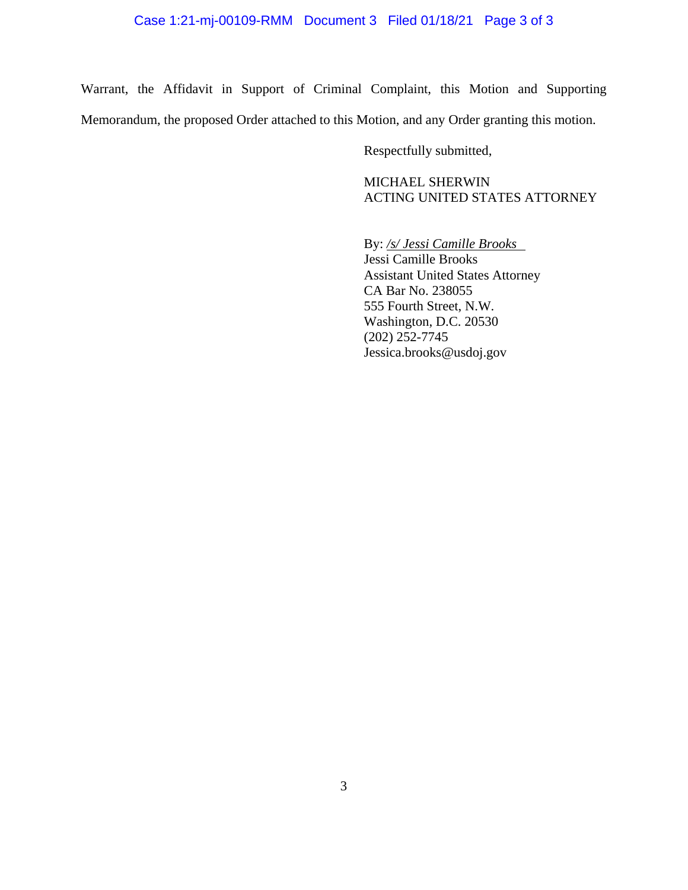Warrant, the Affidavit in Support of Criminal Complaint, this Motion and Supporting Memorandum, the proposed Order attached to this Motion, and any Order granting this motion.

Respectfully submitted,

MICHAEL SHERWIN
ACTING UNITED STATES ATTORNEY

By: */s/ Jessi Camille Brooks*
Jessi Camille Brooks
Assistant United States Attorney
CA Bar No. 238055
555 Fourth Street, N.W.
Washington, D.C. 20530
(202) 252-7745
Jessica.brooks@usdoj.gov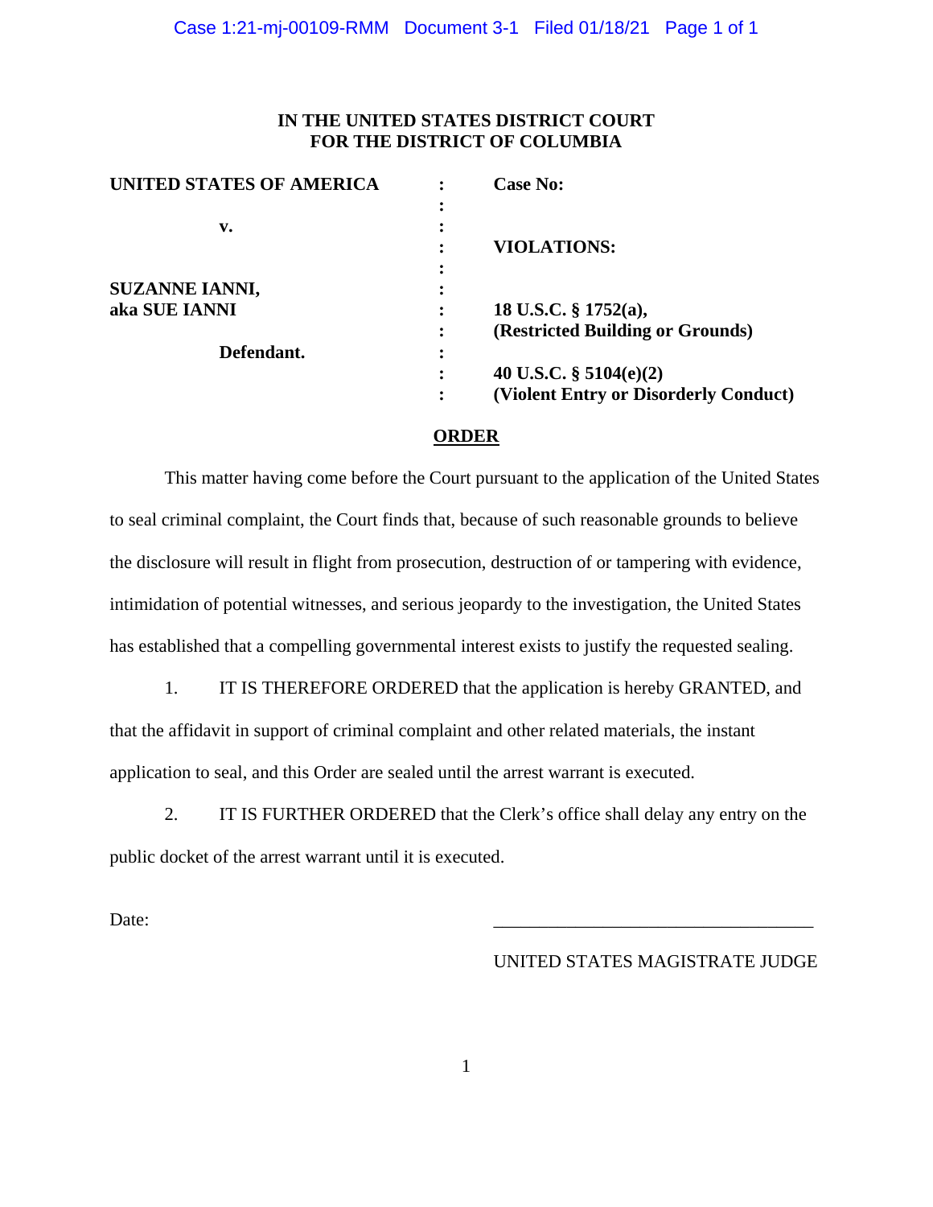**IN THE UNITED STATES DISTRICT COURT**
**FOR THE DISTRICT OF COLUMBIA**

| | | |
|---|---|---|
| **UNITED STATES OF AMERICA** | : | **Case No:** |
| | : | |
| **v.** | : | |
| | : | **VIOLATIONS:** |
| | : | |
| **SUZANNE IANNI,** | : | |
| **aka SUE IANNI** | : | **18 U.S.C. § 1752(a),** |
| | : | **(Restricted Building or Grounds)** |
| **Defendant.** | : | |
| | : | **40 U.S.C. § 5104(e)(2)** |
| | : | **(Violent Entry or Disorderly Conduct)** |

**ORDER**

This matter having come before the Court pursuant to the application of the United States to seal criminal complaint, the Court finds that, because of such reasonable grounds to believe the disclosure will result in flight from prosecution, destruction of or tampering with evidence, intimidation of potential witnesses, and serious jeopardy to the investigation, the United States has established that a compelling governmental interest exists to justify the requested sealing.

1. IT IS THEREFORE ORDERED that the application is hereby GRANTED, and that the affidavit in support of criminal complaint and other related materials, the instant application to seal, and this Order are sealed until the arrest warrant is executed.

2. IT IS FURTHER ORDERED that the Clerk's office shall delay any entry on the public docket of the arrest warrant until it is executed.

Date:

\_\_\_\_\_\_\_\_\_\_\_\_\_\_\_\_\_\_\_\_\_\_\_\_\_\_\_\_\_\_\_\_\_\_\_

UNITED STATES MAGISTRATE JUDGE